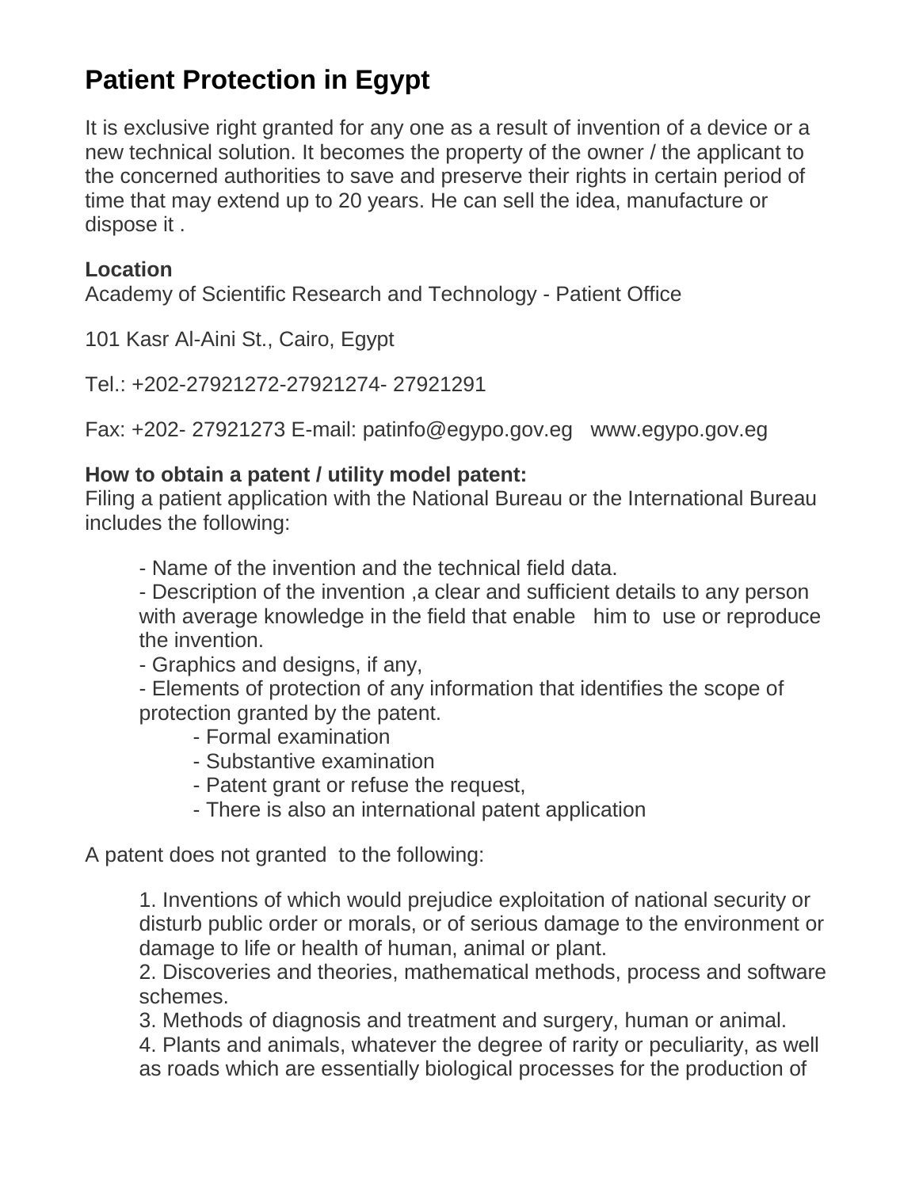# Patient Protection in Egypt

It is exclusive right granted for any one as a result of invention of a device or a new technical solution. It becomes the property of the owner / the applicant to the concerned authorities to save and preserve their rights in certain period of time that may extend up to 20 years. He can sell the idea, manufacture or dispose it .

**Location**
Academy of Scientific Research and Technology - Patient Office

101 Kasr Al-Aini St., Cairo, Egypt

Tel.: +202-27921272-27921274- 27921291

Fax: +202- 27921273 E-mail: patinfo@egypo.gov.eg   www.egypo.gov.eg

**How to obtain a patent / utility model patent:**
Filing a patient application with the National Bureau or the International Bureau includes the following:

- Name of the invention and the technical field data.
- Description of the invention ,a clear and sufficient details to any person with average knowledge in the field that enable him to use or reproduce the invention.
- Graphics and designs, if any,
- Elements of protection of any information that identifies the scope of protection granted by the patent.
    - Formal examination
    - Substantive examination
    - Patent grant or refuse the request,
    - There is also an international patent application

A patent does not granted to the following:

1. Inventions of which would prejudice exploitation of national security or disturb public order or morals, or of serious damage to the environment or damage to life or health of human, animal or plant.
2. Discoveries and theories, mathematical methods, process and software schemes.
3. Methods of diagnosis and treatment and surgery, human or animal.
4. Plants and animals, whatever the degree of rarity or peculiarity, as well as roads which are essentially biological processes for the production of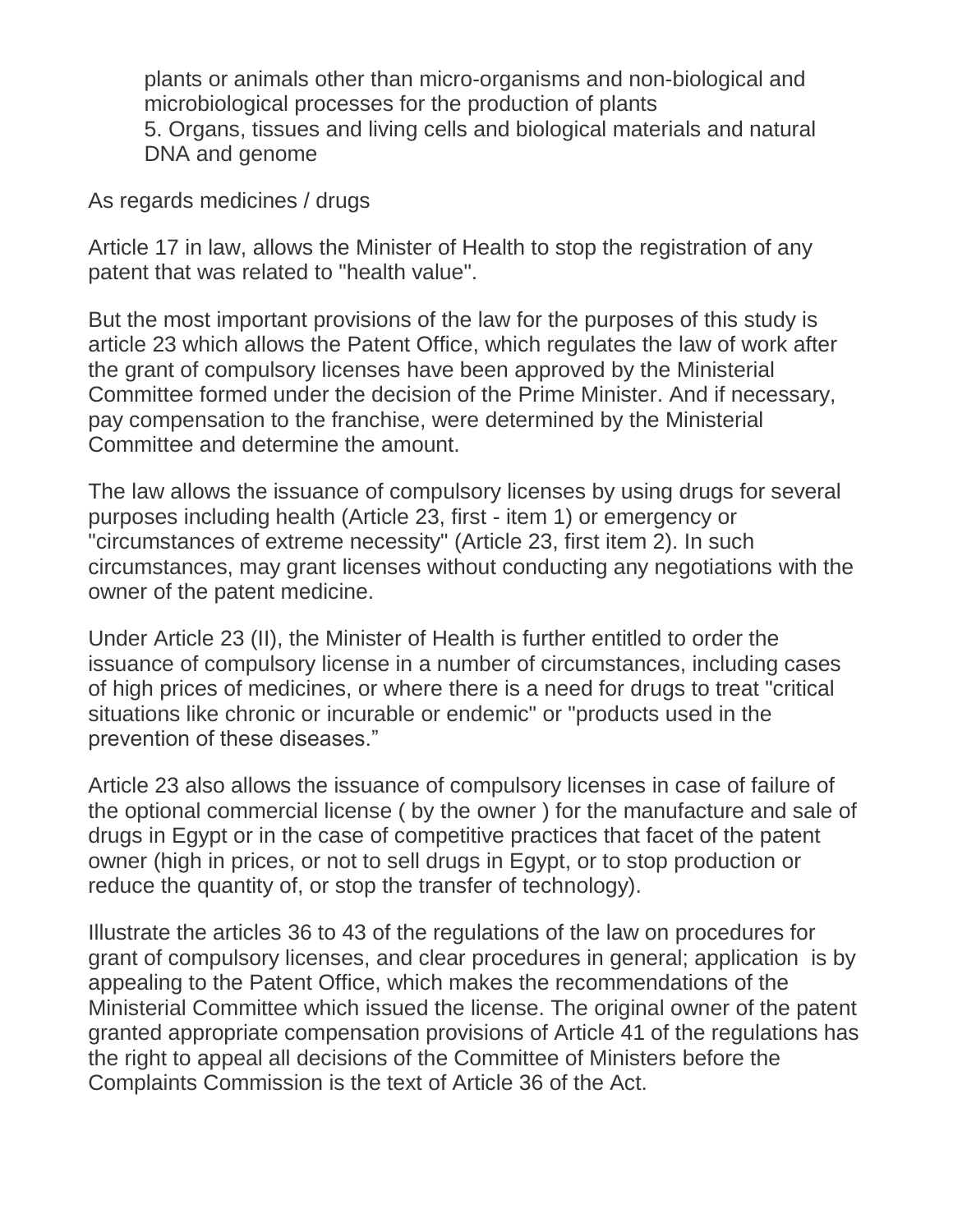plants or animals other than micro-organisms and non-biological and microbiological processes for the production of plants

5. Organs, tissues and living cells and biological materials and natural DNA and genome

As regards medicines / drugs

Article 17 in law, allows the Minister of Health to stop the registration of any patent that was related to "health value".

But the most important provisions of the law for the purposes of this study is article 23 which allows the Patent Office, which regulates the law of work after the grant of compulsory licenses have been approved by the Ministerial Committee formed under the decision of the Prime Minister. And if necessary, pay compensation to the franchise, were determined by the Ministerial Committee and determine the amount.

The law allows the issuance of compulsory licenses by using drugs for several purposes including health (Article 23, first - item 1) or emergency or "circumstances of extreme necessity" (Article 23, first item 2). In such circumstances, may grant licenses without conducting any negotiations with the owner of the patent medicine.

Under Article 23 (II), the Minister of Health is further entitled to order the issuance of compulsory license in a number of circumstances, including cases of high prices of medicines, or where there is a need for drugs to treat "critical situations like chronic or incurable or endemic" or "products used in the prevention of these diseases."

Article 23 also allows the issuance of compulsory licenses in case of failure of the optional commercial license ( by the owner ) for the manufacture and sale of drugs in Egypt or in the case of competitive practices that facet of the patent owner (high in prices, or not to sell drugs in Egypt, or to stop production or reduce the quantity of, or stop the transfer of technology).

Illustrate the articles 36 to 43 of the regulations of the law on procedures for grant of compulsory licenses, and clear procedures in general; application is by appealing to the Patent Office, which makes the recommendations of the Ministerial Committee which issued the license. The original owner of the patent granted appropriate compensation provisions of Article 41 of the regulations has the right to appeal all decisions of the Committee of Ministers before the Complaints Commission is the text of Article 36 of the Act.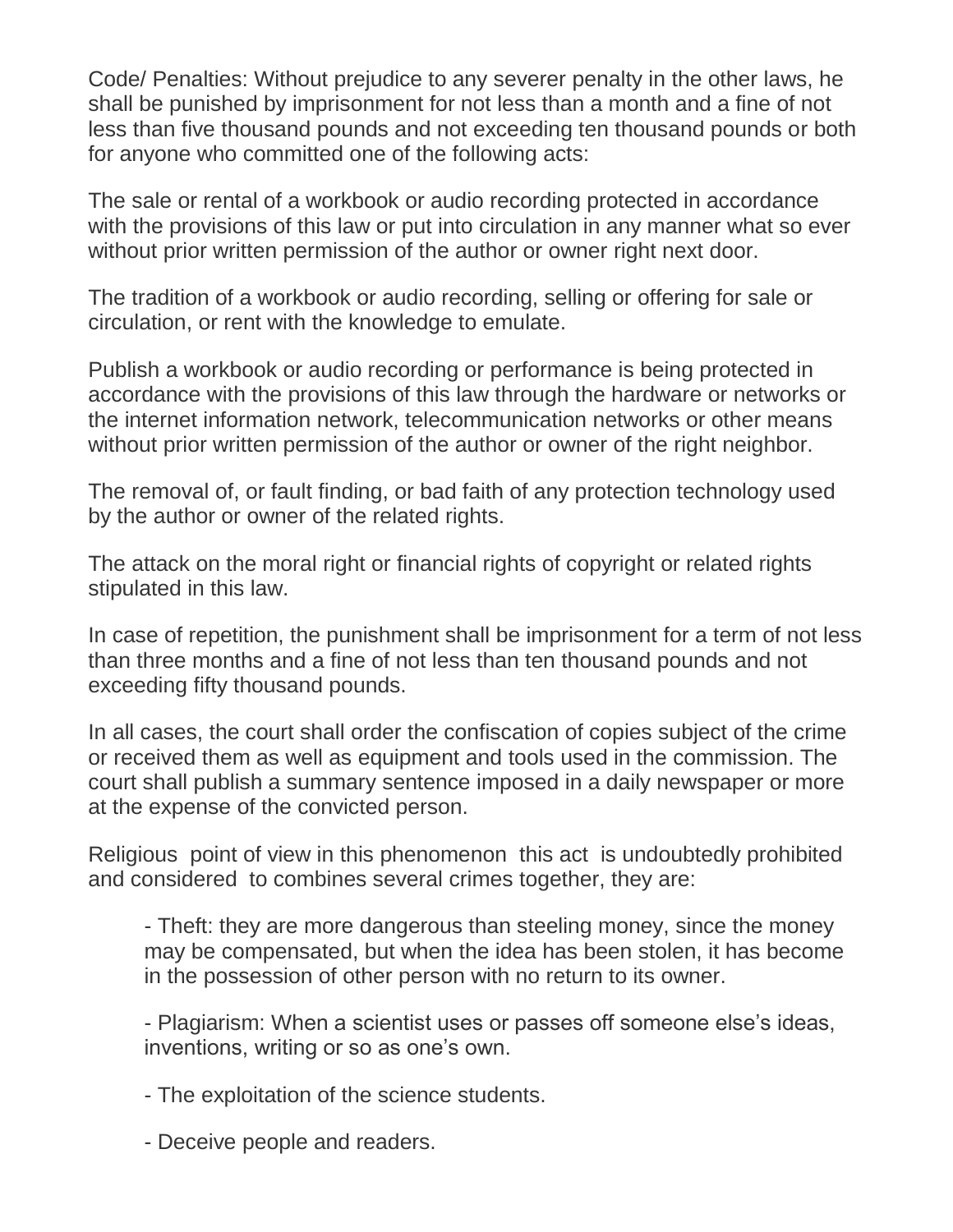Code/ Penalties: Without prejudice to any severer penalty in the other laws, he shall be punished by imprisonment for not less than a month and a fine of not less than five thousand pounds and not exceeding ten thousand pounds or both for anyone who committed one of the following acts:

The sale or rental of a workbook or audio recording protected in accordance with the provisions of this law or put into circulation in any manner what so ever without prior written permission of the author or owner right next door.

The tradition of a workbook or audio recording, selling or offering for sale or circulation, or rent with the knowledge to emulate.

Publish a workbook or audio recording or performance is being protected in accordance with the provisions of this law through the hardware or networks or the internet information network, telecommunication networks or other means without prior written permission of the author or owner of the right neighbor.

The removal of, or fault finding, or bad faith of any protection technology used by the author or owner of the related rights.

The attack on the moral right or financial rights of copyright or related rights stipulated in this law.

In case of repetition, the punishment shall be imprisonment for a term of not less than three months and a fine of not less than ten thousand pounds and not exceeding fifty thousand pounds.

In all cases, the court shall order the confiscation of copies subject of the crime or received them as well as equipment and tools used in the commission. The court shall publish a summary sentence imposed in a daily newspaper or more at the expense of the convicted person.

Religious point of view in this phenomenon this act is undoubtedly prohibited and considered to combines several crimes together, they are:

- Theft: they are more dangerous than steeling money, since the money may be compensated, but when the idea has been stolen, it has become in the possession of other person with no return to its owner.
- Plagiarism: When a scientist uses or passes off someone else's ideas, inventions, writing or so as one's own.
- The exploitation of the science students.
- Deceive people and readers.